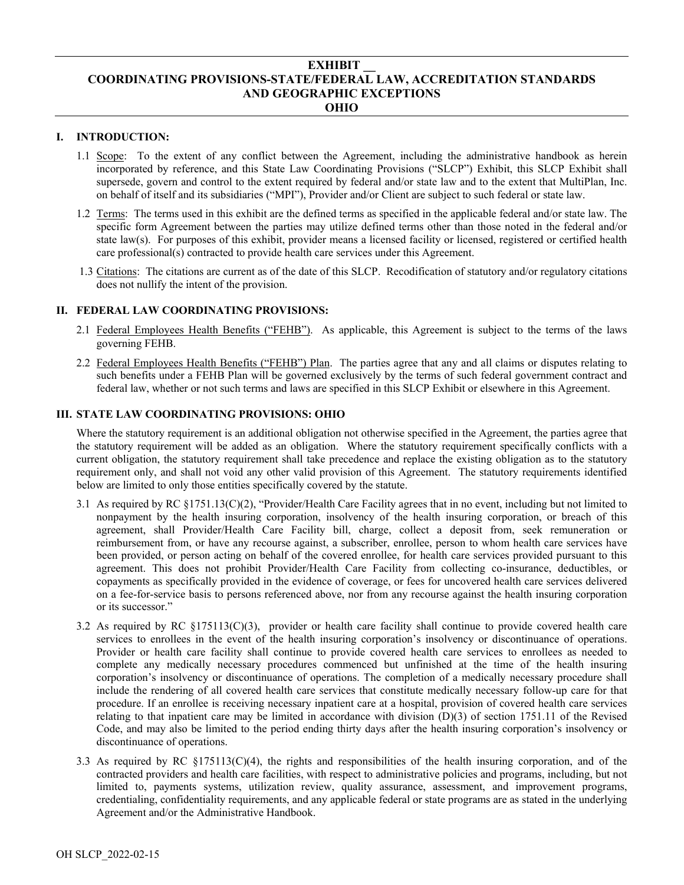# EXHIBIT __
# COORDINATING PROVISIONS-STATE/FEDERAL LAW, ACCREDITATION STANDARDS AND GEOGRAPHIC EXCEPTIONS
# OHIO

## I. INTRODUCTION:

1.1 Scope: To the extent of any conflict between the Agreement, including the administrative handbook as herein incorporated by reference, and this State Law Coordinating Provisions ("SLCP") Exhibit, this SLCP Exhibit shall supersede, govern and control to the extent required by federal and/or state law and to the extent that MultiPlan, Inc. on behalf of itself and its subsidiaries ("MPI"), Provider and/or Client are subject to such federal or state law.

1.2 Terms: The terms used in this exhibit are the defined terms as specified in the applicable federal and/or state law. The specific form Agreement between the parties may utilize defined terms other than those noted in the federal and/or state law(s). For purposes of this exhibit, provider means a licensed facility or licensed, registered or certified health care professional(s) contracted to provide health care services under this Agreement.

1.3 Citations: The citations are current as of the date of this SLCP. Recodification of statutory and/or regulatory citations does not nullify the intent of the provision.

## II. FEDERAL LAW COORDINATING PROVISIONS:

2.1 Federal Employees Health Benefits ("FEHB"). As applicable, this Agreement is subject to the terms of the laws governing FEHB.

2.2 Federal Employees Health Benefits ("FEHB") Plan. The parties agree that any and all claims or disputes relating to such benefits under a FEHB Plan will be governed exclusively by the terms of such federal government contract and federal law, whether or not such terms and laws are specified in this SLCP Exhibit or elsewhere in this Agreement.

## III. STATE LAW COORDINATING PROVISIONS: OHIO

Where the statutory requirement is an additional obligation not otherwise specified in the Agreement, the parties agree that the statutory requirement will be added as an obligation. Where the statutory requirement specifically conflicts with a current obligation, the statutory requirement shall take precedence and replace the existing obligation as to the statutory requirement only, and shall not void any other valid provision of this Agreement. The statutory requirements identified below are limited to only those entities specifically covered by the statute.

3.1 As required by RC §1751.13(C)(2), "Provider/Health Care Facility agrees that in no event, including but not limited to nonpayment by the health insuring corporation, insolvency of the health insuring corporation, or breach of this agreement, shall Provider/Health Care Facility bill, charge, collect a deposit from, seek remuneration or reimbursement from, or have any recourse against, a subscriber, enrollee, person to whom health care services have been provided, or person acting on behalf of the covered enrollee, for health care services provided pursuant to this agreement. This does not prohibit Provider/Health Care Facility from collecting co-insurance, deductibles, or copayments as specifically provided in the evidence of coverage, or fees for uncovered health care services delivered on a fee-for-service basis to persons referenced above, nor from any recourse against the health insuring corporation or its successor."

3.2 As required by RC §175113(C)(3), provider or health care facility shall continue to provide covered health care services to enrollees in the event of the health insuring corporation's insolvency or discontinuance of operations. Provider or health care facility shall continue to provide covered health care services to enrollees as needed to complete any medically necessary procedures commenced but unfinished at the time of the health insuring corporation's insolvency or discontinuance of operations. The completion of a medically necessary procedure shall include the rendering of all covered health care services that constitute medically necessary follow-up care for that procedure. If an enrollee is receiving necessary inpatient care at a hospital, provision of covered health care services relating to that inpatient care may be limited in accordance with division (D)(3) of section 1751.11 of the Revised Code, and may also be limited to the period ending thirty days after the health insuring corporation's insolvency or discontinuance of operations.

3.3 As required by RC §175113(C)(4), the rights and responsibilities of the health insuring corporation, and of the contracted providers and health care facilities, with respect to administrative policies and programs, including, but not limited to, payments systems, utilization review, quality assurance, assessment, and improvement programs, credentialing, confidentiality requirements, and any applicable federal or state programs are as stated in the underlying Agreement and/or the Administrative Handbook.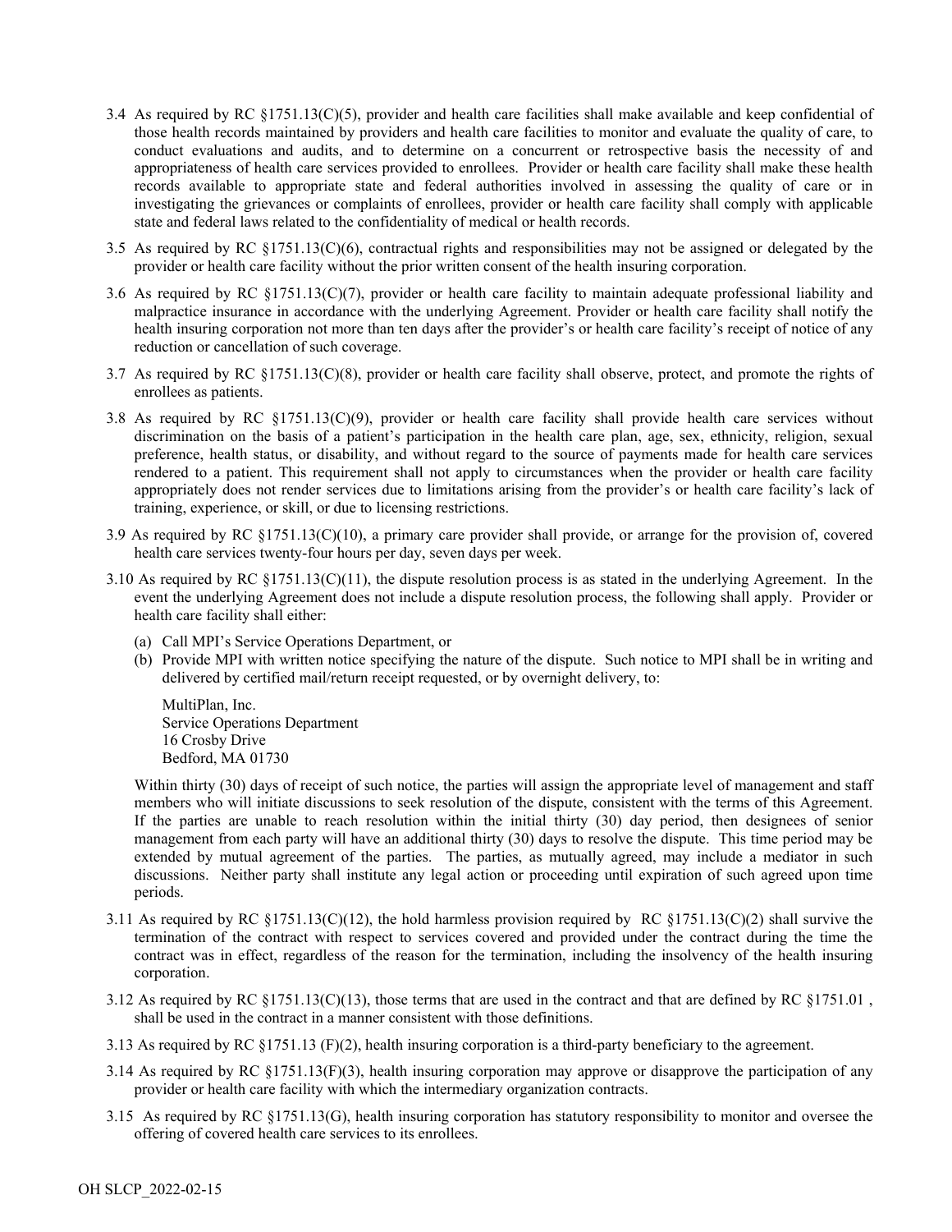3.4 As required by RC §1751.13(C)(5), provider and health care facilities shall make available and keep confidential of those health records maintained by providers and health care facilities to monitor and evaluate the quality of care, to conduct evaluations and audits, and to determine on a concurrent or retrospective basis the necessity of and appropriateness of health care services provided to enrollees. Provider or health care facility shall make these health records available to appropriate state and federal authorities involved in assessing the quality of care or in investigating the grievances or complaints of enrollees, provider or health care facility shall comply with applicable state and federal laws related to the confidentiality of medical or health records.

3.5 As required by RC §1751.13(C)(6), contractual rights and responsibilities may not be assigned or delegated by the provider or health care facility without the prior written consent of the health insuring corporation.

3.6 As required by RC §1751.13(C)(7), provider or health care facility to maintain adequate professional liability and malpractice insurance in accordance with the underlying Agreement. Provider or health care facility shall notify the health insuring corporation not more than ten days after the provider's or health care facility's receipt of notice of any reduction or cancellation of such coverage.

3.7 As required by RC §1751.13(C)(8), provider or health care facility shall observe, protect, and promote the rights of enrollees as patients.

3.8 As required by RC §1751.13(C)(9), provider or health care facility shall provide health care services without discrimination on the basis of a patient's participation in the health care plan, age, sex, ethnicity, religion, sexual preference, health status, or disability, and without regard to the source of payments made for health care services rendered to a patient. This requirement shall not apply to circumstances when the provider or health care facility appropriately does not render services due to limitations arising from the provider's or health care facility's lack of training, experience, or skill, or due to licensing restrictions.

3.9 As required by RC §1751.13(C)(10), a primary care provider shall provide, or arrange for the provision of, covered health care services twenty-four hours per day, seven days per week.

3.10 As required by RC §1751.13(C)(11), the dispute resolution process is as stated in the underlying Agreement. In the event the underlying Agreement does not include a dispute resolution process, the following shall apply. Provider or health care facility shall either:

(a) Call MPI's Service Operations Department, or

(b) Provide MPI with written notice specifying the nature of the dispute. Such notice to MPI shall be in writing and delivered by certified mail/return receipt requested, or by overnight delivery, to:

MultiPlan, Inc.
Service Operations Department
16 Crosby Drive
Bedford, MA 01730

Within thirty (30) days of receipt of such notice, the parties will assign the appropriate level of management and staff members who will initiate discussions to seek resolution of the dispute, consistent with the terms of this Agreement. If the parties are unable to reach resolution within the initial thirty (30) day period, then designees of senior management from each party will have an additional thirty (30) days to resolve the dispute. This time period may be extended by mutual agreement of the parties. The parties, as mutually agreed, may include a mediator in such discussions. Neither party shall institute any legal action or proceeding until expiration of such agreed upon time periods.

3.11 As required by RC §1751.13(C)(12), the hold harmless provision required by RC §1751.13(C)(2) shall survive the termination of the contract with respect to services covered and provided under the contract during the time the contract was in effect, regardless of the reason for the termination, including the insolvency of the health insuring corporation.

3.12 As required by RC §1751.13(C)(13), those terms that are used in the contract and that are defined by RC §1751.01 , shall be used in the contract in a manner consistent with those definitions.

3.13 As required by RC §1751.13 (F)(2), health insuring corporation is a third-party beneficiary to the agreement.

3.14 As required by RC §1751.13(F)(3), health insuring corporation may approve or disapprove the participation of any provider or health care facility with which the intermediary organization contracts.

3.15 As required by RC §1751.13(G), health insuring corporation has statutory responsibility to monitor and oversee the offering of covered health care services to its enrollees.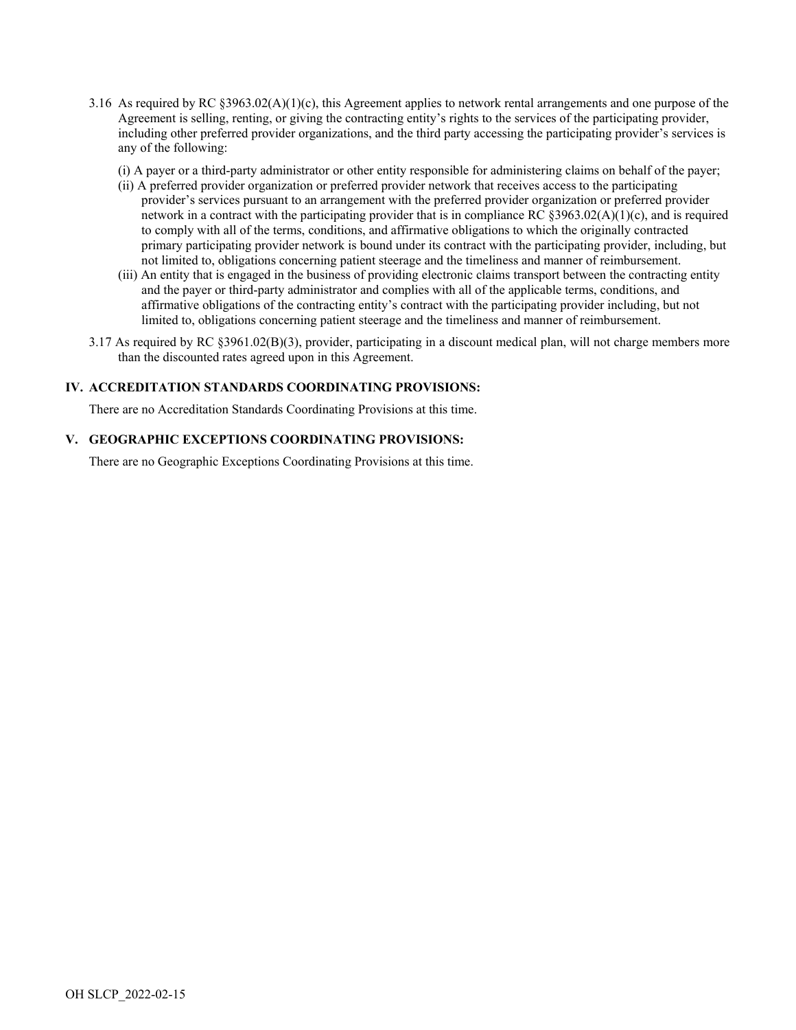3.16 As required by RC §3963.02(A)(1)(c), this Agreement applies to network rental arrangements and one purpose of the Agreement is selling, renting, or giving the contracting entity's rights to the services of the participating provider, including other preferred provider organizations, and the third party accessing the participating provider's services is any of the following:

(i) A payer or a third-party administrator or other entity responsible for administering claims on behalf of the payer;
(ii) A preferred provider organization or preferred provider network that receives access to the participating provider's services pursuant to an arrangement with the preferred provider organization or preferred provider network in a contract with the participating provider that is in compliance RC §3963.02(A)(1)(c), and is required to comply with all of the terms, conditions, and affirmative obligations to which the originally contracted primary participating provider network is bound under its contract with the participating provider, including, but not limited to, obligations concerning patient steerage and the timeliness and manner of reimbursement.
(iii) An entity that is engaged in the business of providing electronic claims transport between the contracting entity and the payer or third-party administrator and complies with all of the applicable terms, conditions, and affirmative obligations of the contracting entity's contract with the participating provider including, but not limited to, obligations concerning patient steerage and the timeliness and manner of reimbursement.

3.17 As required by RC §3961.02(B)(3), provider, participating in a discount medical plan, will not charge members more than the discounted rates agreed upon in this Agreement.

## IV. ACCREDITATION STANDARDS COORDINATING PROVISIONS:

There are no Accreditation Standards Coordinating Provisions at this time.

## V. GEOGRAPHIC EXCEPTIONS COORDINATING PROVISIONS:

There are no Geographic Exceptions Coordinating Provisions at this time.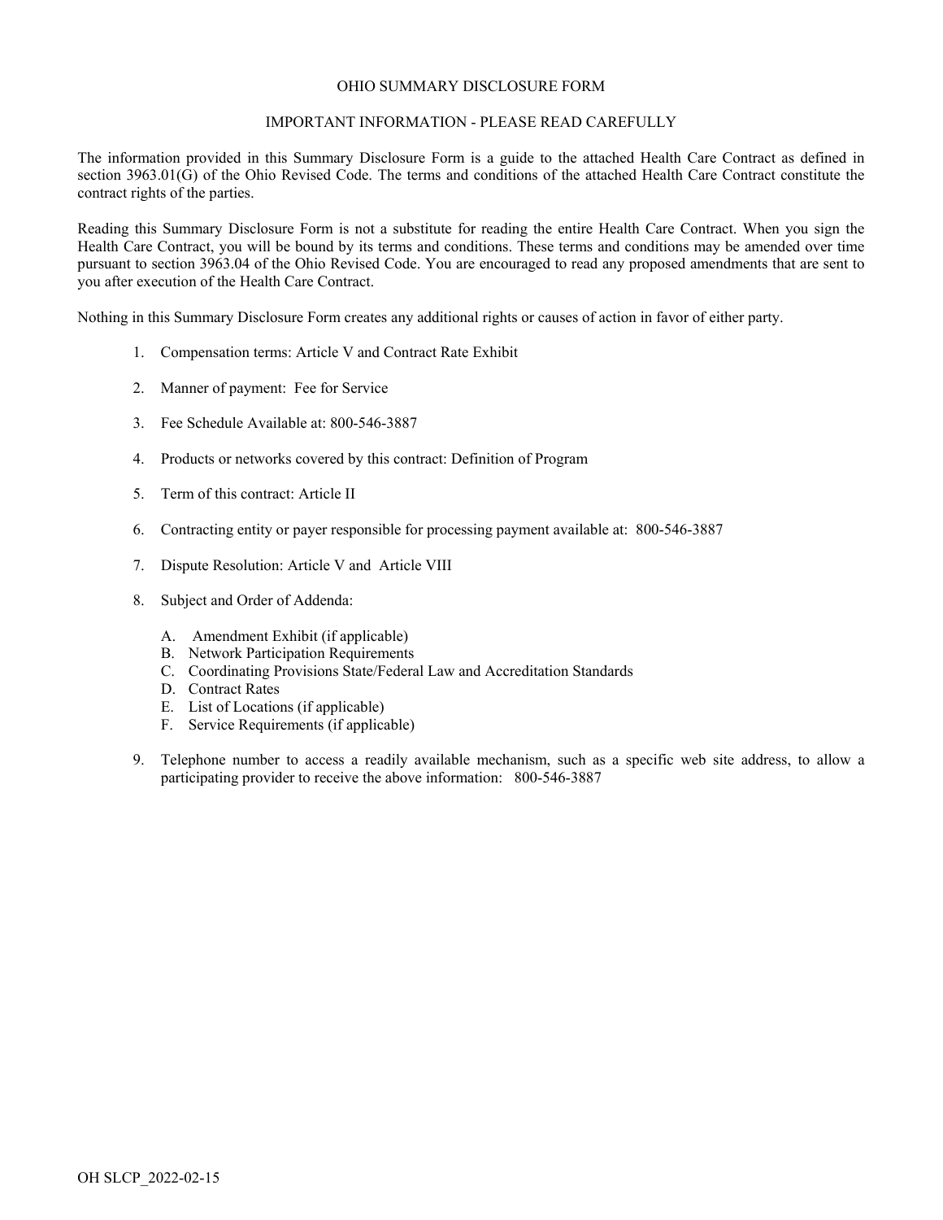# OHIO SUMMARY DISCLOSURE FORM

## IMPORTANT INFORMATION - PLEASE READ CAREFULLY

The information provided in this Summary Disclosure Form is a guide to the attached Health Care Contract as defined in section 3963.01(G) of the Ohio Revised Code. The terms and conditions of the attached Health Care Contract constitute the contract rights of the parties.

Reading this Summary Disclosure Form is not a substitute for reading the entire Health Care Contract. When you sign the Health Care Contract, you will be bound by its terms and conditions. These terms and conditions may be amended over time pursuant to section 3963.04 of the Ohio Revised Code. You are encouraged to read any proposed amendments that are sent to you after execution of the Health Care Contract.

Nothing in this Summary Disclosure Form creates any additional rights or causes of action in favor of either party.

1. Compensation terms: Article V and Contract Rate Exhibit
2. Manner of payment: Fee for Service
3. Fee Schedule Available at: 800-546-3887
4. Products or networks covered by this contract: Definition of Program
5. Term of this contract: Article II
6. Contracting entity or payer responsible for processing payment available at: 800-546-3887
7. Dispute Resolution: Article V and Article VIII
8. Subject and Order of Addenda:
   - A. Amendment Exhibit (if applicable)
   - B. Network Participation Requirements
   - C. Coordinating Provisions State/Federal Law and Accreditation Standards
   - D. Contract Rates
   - E. List of Locations (if applicable)
   - F. Service Requirements (if applicable)
9. Telephone number to access a readily available mechanism, such as a specific web site address, to allow a participating provider to receive the above information: 800-546-3887

OH SLCP_2022-02-15